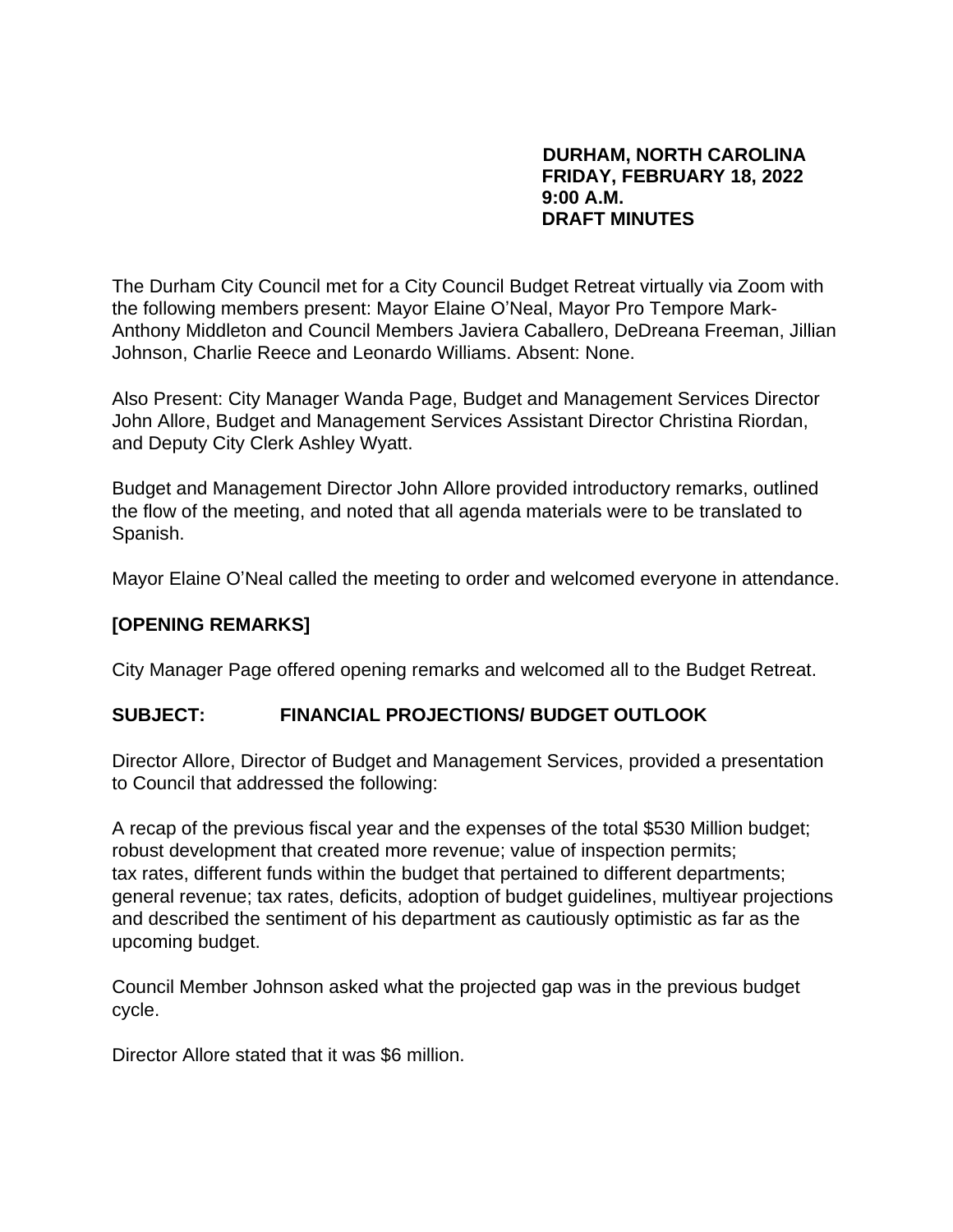**DURHAM, NORTH CAROLINA**
**FRIDAY, FEBRUARY 18, 2022**
**9:00 A.M.**
**DRAFT MINUTES**

The Durham City Council met for a City Council Budget Retreat virtually via Zoom with the following members present: Mayor Elaine O'Neal, Mayor Pro Tempore Mark-Anthony Middleton and Council Members Javiera Caballero, DeDreana Freeman, Jillian Johnson, Charlie Reece and Leonardo Williams. Absent: None.

Also Present: City Manager Wanda Page, Budget and Management Services Director John Allore, Budget and Management Services Assistant Director Christina Riordan, and Deputy City Clerk Ashley Wyatt.

Budget and Management Director John Allore provided introductory remarks, outlined the flow of the meeting, and noted that all agenda materials were to be translated to Spanish.

Mayor Elaine O'Neal called the meeting to order and welcomed everyone in attendance.

**[OPENING REMARKS]**

City Manager Page offered opening remarks and welcomed all to the Budget Retreat.

**SUBJECT: FINANCIAL PROJECTIONS/ BUDGET OUTLOOK**

Director Allore, Director of Budget and Management Services, provided a presentation to Council that addressed the following:

A recap of the previous fiscal year and the expenses of the total $530 Million budget; robust development that created more revenue; value of inspection permits; tax rates, different funds within the budget that pertained to different departments; general revenue; tax rates, deficits, adoption of budget guidelines, multiyear projections and described the sentiment of his department as cautiously optimistic as far as the upcoming budget.

Council Member Johnson asked what the projected gap was in the previous budget cycle.

Director Allore stated that it was $6 million.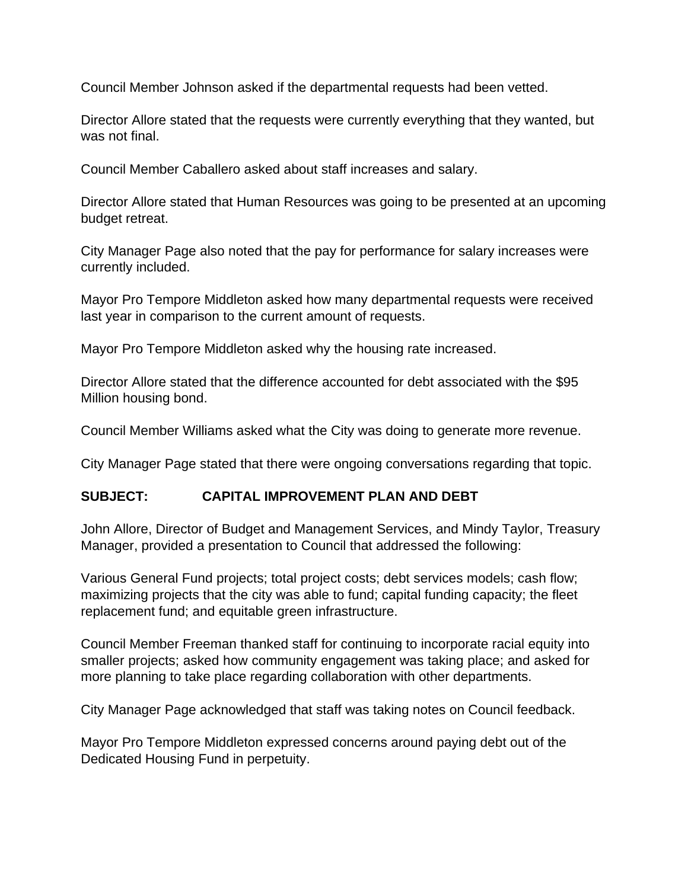Council Member Johnson asked if the departmental requests had been vetted.

Director Allore stated that the requests were currently everything that they wanted, but was not final.

Council Member Caballero asked about staff increases and salary.

Director Allore stated that Human Resources was going to be presented at an upcoming budget retreat.

City Manager Page also noted that the pay for performance for salary increases were currently included.

Mayor Pro Tempore Middleton asked how many departmental requests were received last year in comparison to the current amount of requests.

Mayor Pro Tempore Middleton asked why the housing rate increased.

Director Allore stated that the difference accounted for debt associated with the $95 Million housing bond.

Council Member Williams asked what the City was doing to generate more revenue.

City Manager Page stated that there were ongoing conversations regarding that topic.

**SUBJECT: CAPITAL IMPROVEMENT PLAN AND DEBT**

John Allore, Director of Budget and Management Services, and Mindy Taylor, Treasury Manager, provided a presentation to Council that addressed the following:

Various General Fund projects; total project costs; debt services models; cash flow; maximizing projects that the city was able to fund; capital funding capacity; the fleet replacement fund; and equitable green infrastructure.

Council Member Freeman thanked staff for continuing to incorporate racial equity into smaller projects; asked how community engagement was taking place; and asked for more planning to take place regarding collaboration with other departments.

City Manager Page acknowledged that staff was taking notes on Council feedback.

Mayor Pro Tempore Middleton expressed concerns around paying debt out of the Dedicated Housing Fund in perpetuity.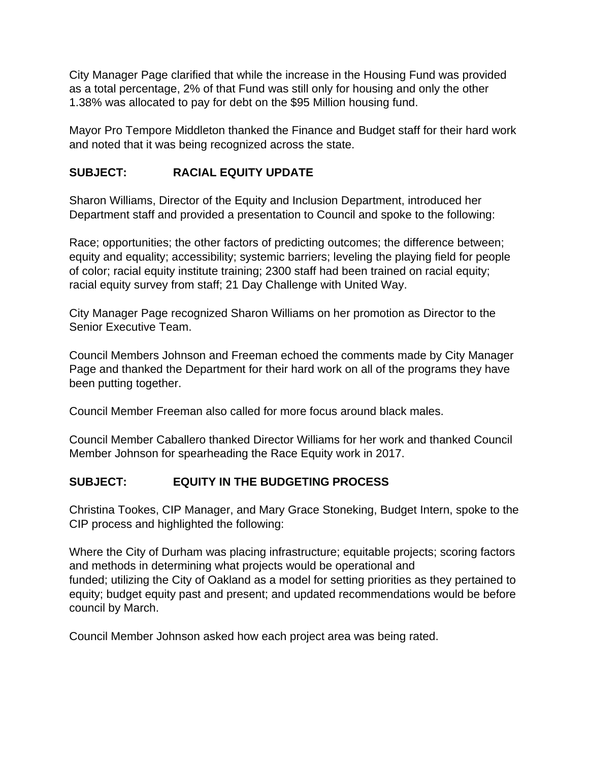City Manager Page clarified that while the increase in the Housing Fund was provided as a total percentage, 2% of that Fund was still only for housing and only the other 1.38% was allocated to pay for debt on the $95 Million housing fund.

Mayor Pro Tempore Middleton thanked the Finance and Budget staff for their hard work and noted that it was being recognized across the state.

**SUBJECT: RACIAL EQUITY UPDATE**

Sharon Williams, Director of the Equity and Inclusion Department, introduced her Department staff and provided a presentation to Council and spoke to the following:

Race; opportunities; the other factors of predicting outcomes; the difference between; equity and equality; accessibility; systemic barriers; leveling the playing field for people of color; racial equity institute training; 2300 staff had been trained on racial equity; racial equity survey from staff; 21 Day Challenge with United Way.

City Manager Page recognized Sharon Williams on her promotion as Director to the Senior Executive Team.

Council Members Johnson and Freeman echoed the comments made by City Manager Page and thanked the Department for their hard work on all of the programs they have been putting together.

Council Member Freeman also called for more focus around black males.

Council Member Caballero thanked Director Williams for her work and thanked Council Member Johnson for spearheading the Race Equity work in 2017.

**SUBJECT: EQUITY IN THE BUDGETING PROCESS**

Christina Tookes, CIP Manager, and Mary Grace Stoneking, Budget Intern, spoke to the CIP process and highlighted the following:

Where the City of Durham was placing infrastructure; equitable projects; scoring factors and methods in determining what projects would be operational and funded; utilizing the City of Oakland as a model for setting priorities as they pertained to equity; budget equity past and present; and updated recommendations would be before council by March.

Council Member Johnson asked how each project area was being rated.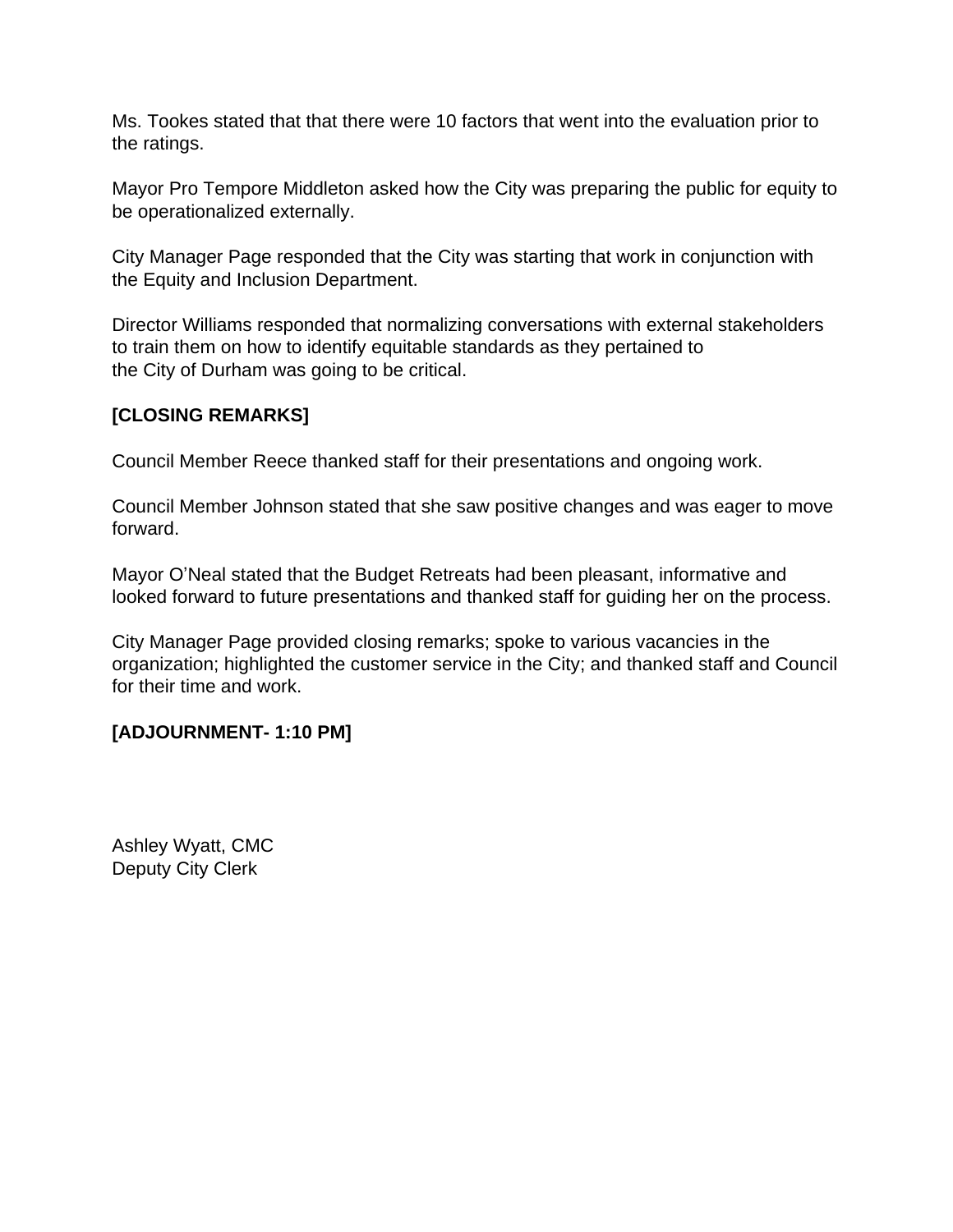Ms. Tookes stated that that there were 10 factors that went into the evaluation prior to the ratings.

Mayor Pro Tempore Middleton asked how the City was preparing the public for equity to be operationalized externally.

City Manager Page responded that the City was starting that work in conjunction with the Equity and Inclusion Department.

Director Williams responded that normalizing conversations with external stakeholders to train them on how to identify equitable standards as they pertained to the City of Durham was going to be critical.

**[CLOSING REMARKS]**

Council Member Reece thanked staff for their presentations and ongoing work.

Council Member Johnson stated that she saw positive changes and was eager to move forward.

Mayor O'Neal stated that the Budget Retreats had been pleasant, informative and looked forward to future presentations and thanked staff for guiding her on the process.

City Manager Page provided closing remarks; spoke to various vacancies in the organization; highlighted the customer service in the City; and thanked staff and Council for their time and work.

**[ADJOURNMENT- 1:10 PM]**

Ashley Wyatt, CMC
Deputy City Clerk